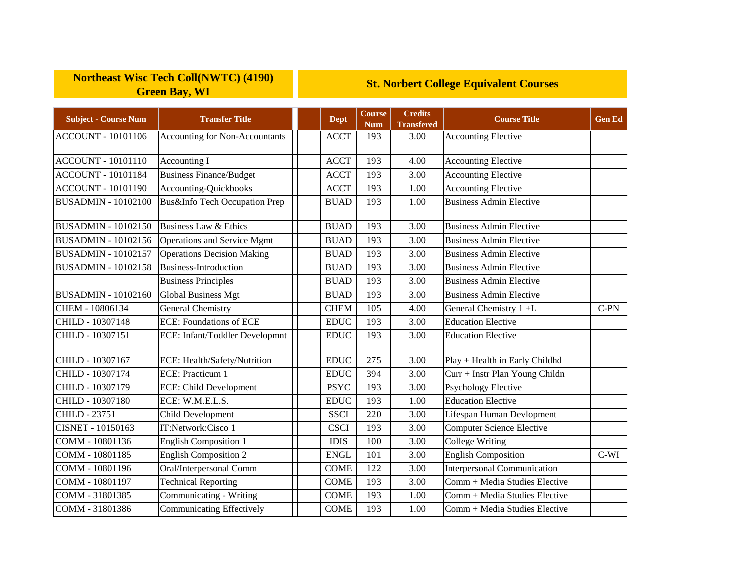| Northeast Wisc Tech Coll(NWTC) (4190) Green Bay, WI | | St. Norbert College Equivalent Courses | | | | |
|---|---|---|---|---|---|---|
| **Subject - Course Num** | **Transfer Title** | **Dept** | **Course Num** | **Credits Transfered** | **Course Title** | **Gen Ed** |
| ACCOUNT - 10101106 | Accounting for Non-Accountants | ACCT | 193 | 3.00 | Accounting Elective | |
| ACCOUNT - 10101110 | Accounting I | ACCT | 193 | 4.00 | Accounting Elective | |
| ACCOUNT - 10101184 | Business Finance/Budget | ACCT | 193 | 3.00 | Accounting Elective | |
| ACCOUNT - 10101190 | Accounting-Quickbooks | ACCT | 193 | 1.00 | Accounting Elective | |
| BUSADMIN - 10102100 | Bus&Info Tech Occupation Prep | BUAD | 193 | 1.00 | Business Admin Elective | |
| BUSADMIN - 10102150 | Business Law & Ethics | BUAD | 193 | 3.00 | Business Admin Elective | |
| BUSADMIN - 10102156 | Operations and Service Mgmt | BUAD | 193 | 3.00 | Business Admin Elective | |
| BUSADMIN - 10102157 | Operations Decision Making | BUAD | 193 | 3.00 | Business Admin Elective | |
| BUSADMIN - 10102158 | Business-Introduction | BUAD | 193 | 3.00 | Business Admin Elective | |
| | Business Principles | BUAD | 193 | 3.00 | Business Admin Elective | |
| BUSADMIN - 10102160 | Global Business Mgt | BUAD | 193 | 3.00 | Business Admin Elective | |
| CHEM - 10806134 | General Chemistry | CHEM | 105 | 4.00 | General Chemistry 1 +L | C-PN |
| CHILD - 10307148 | ECE: Foundations of ECE | EDUC | 193 | 3.00 | Education Elective | |
| CHILD - 10307151 | ECE: Infant/Toddler Developmnt | EDUC | 193 | 3.00 | Education Elective | |
| CHILD - 10307167 | ECE: Health/Safety/Nutrition | EDUC | 275 | 3.00 | Play + Health in Early Childhd | |
| CHILD - 10307174 | ECE: Practicum 1 | EDUC | 394 | 3.00 | Curr + Instr Plan Young Childn | |
| CHILD - 10307179 | ECE: Child Development | PSYC | 193 | 3.00 | Psychology Elective | |
| CHILD - 10307180 | ECE: W.M.E.L.S. | EDUC | 193 | 1.00 | Education Elective | |
| CHILD - 23751 | Child Development | SSCI | 220 | 3.00 | Lifespan Human Devlopment | |
| CISNET - 10150163 | IT:Network:Cisco 1 | CSCI | 193 | 3.00 | Computer Science Elective | |
| COMM - 10801136 | English Composition 1 | IDIS | 100 | 3.00 | College Writing | |
| COMM - 10801185 | English Composition 2 | ENGL | 101 | 3.00 | English Composition | C-WI |
| COMM - 10801196 | Oral/Interpersonal Comm | COME | 122 | 3.00 | Interpersonal Communication | |
| COMM - 10801197 | Technical Reporting | COME | 193 | 3.00 | Comm + Media Studies Elective | |
| COMM - 31801385 | Communicating - Writing | COME | 193 | 1.00 | Comm + Media Studies Elective | |
| COMM - 31801386 | Communicating Effectively | COME | 193 | 1.00 | Comm + Media Studies Elective | |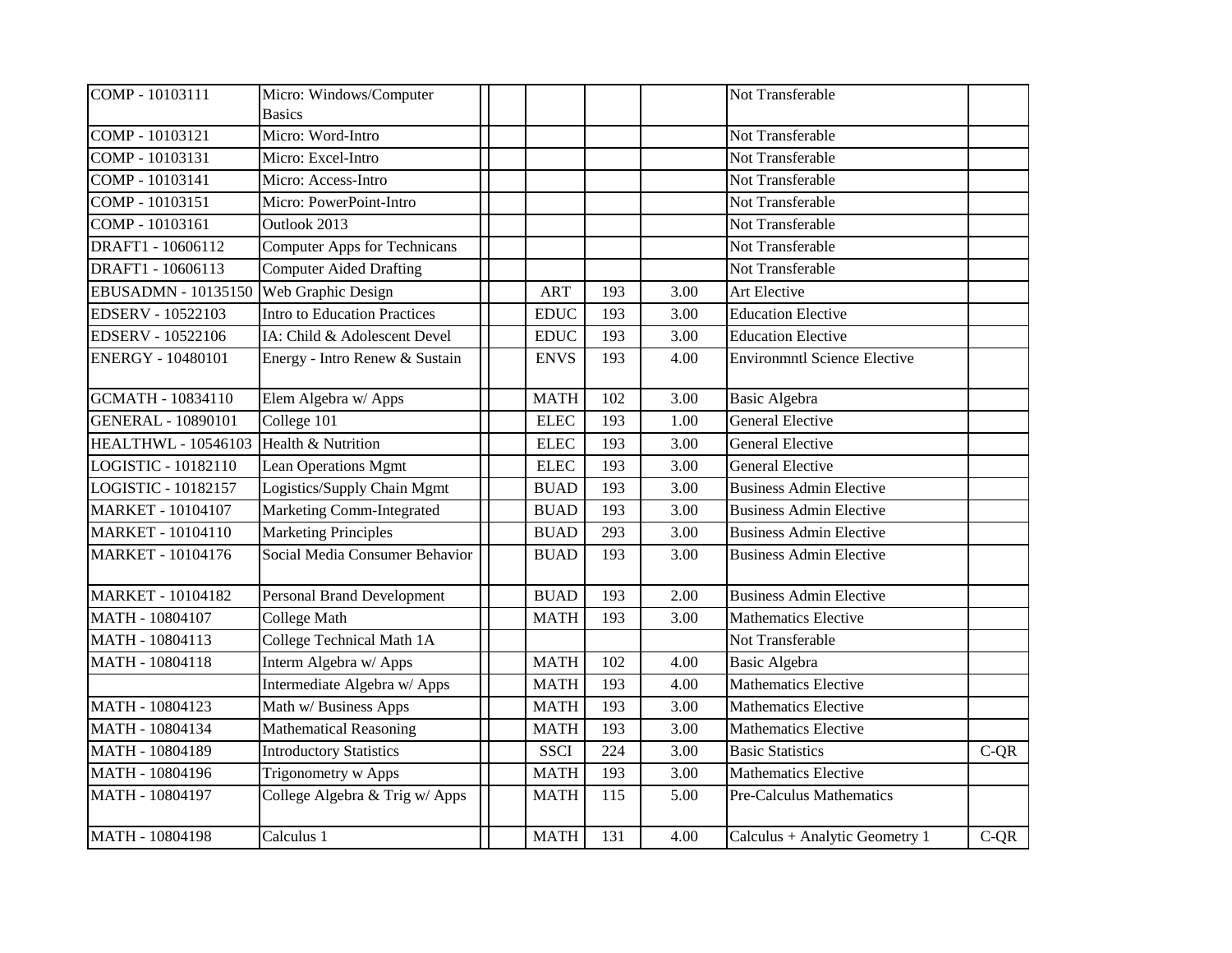| | | | | | | | | |
|---|---|---|---|---|---|---|---|---|
| COMP - 10103111 | Micro: Windows/Computer Basics | | | | | | Not Transferable | |
| COMP - 10103121 | Micro: Word-Intro | | | | | | Not Transferable | |
| COMP - 10103131 | Micro: Excel-Intro | | | | | | Not Transferable | |
| COMP - 10103141 | Micro: Access-Intro | | | | | | Not Transferable | |
| COMP - 10103151 | Micro: PowerPoint-Intro | | | | | | Not Transferable | |
| COMP - 10103161 | Outlook 2013 | | | | | | Not Transferable | |
| DRAFT1 - 10606112 | Computer Apps for Technicans | | | | | | Not Transferable | |
| DRAFT1 - 10606113 | Computer Aided Drafting | | | | | | Not Transferable | |
| EBUSADMN - 10135150 | Web Graphic Design | | | ART | 193 | 3.00 | Art Elective | |
| EDSERV - 10522103 | Intro to Education Practices | | | EDUC | 193 | 3.00 | Education Elective | |
| EDSERV - 10522106 | IA: Child & Adolescent Devel | | | EDUC | 193 | 3.00 | Education Elective | |
| ENERGY - 10480101 | Energy - Intro Renew & Sustain | | | ENVS | 193 | 4.00 | Environmntl Science Elective | |
| GCMATH - 10834110 | Elem Algebra w/ Apps | | | MATH | 102 | 3.00 | Basic Algebra | |
| GENERAL - 10890101 | College 101 | | | ELEC | 193 | 1.00 | General Elective | |
| HEALTHWL - 10546103 | Health & Nutrition | | | ELEC | 193 | 3.00 | General Elective | |
| LOGISTIC - 10182110 | Lean Operations Mgmt | | | ELEC | 193 | 3.00 | General Elective | |
| LOGISTIC - 10182157 | Logistics/Supply Chain Mgmt | | | BUAD | 193 | 3.00 | Business Admin Elective | |
| MARKET - 10104107 | Marketing Comm-Integrated | | | BUAD | 193 | 3.00 | Business Admin Elective | |
| MARKET - 10104110 | Marketing Principles | | | BUAD | 293 | 3.00 | Business Admin Elective | |
| MARKET - 10104176 | Social Media Consumer Behavior | | | BUAD | 193 | 3.00 | Business Admin Elective | |
| MARKET - 10104182 | Personal Brand Development | | | BUAD | 193 | 2.00 | Business Admin Elective | |
| MATH - 10804107 | College Math | | | MATH | 193 | 3.00 | Mathematics Elective | |
| MATH - 10804113 | College Technical Math 1A | | | | | | Not Transferable | |
| MATH - 10804118 | Interm Algebra w/ Apps | | | MATH | 102 | 4.00 | Basic Algebra | |
| | Intermediate Algebra w/ Apps | | | MATH | 193 | 4.00 | Mathematics Elective | |
| MATH - 10804123 | Math w/ Business Apps | | | MATH | 193 | 3.00 | Mathematics Elective | |
| MATH - 10804134 | Mathematical Reasoning | | | MATH | 193 | 3.00 | Mathematics Elective | |
| MATH - 10804189 | Introductory Statistics | | | SSCI | 224 | 3.00 | Basic Statistics | C-QR |
| MATH - 10804196 | Trigonometry w Apps | | | MATH | 193 | 3.00 | Mathematics Elective | |
| MATH - 10804197 | College Algebra & Trig w/ Apps | | | MATH | 115 | 5.00 | Pre-Calculus Mathematics | |
| MATH - 10804198 | Calculus 1 | | | MATH | 131 | 4.00 | Calculus + Analytic Geometry 1 | C-QR |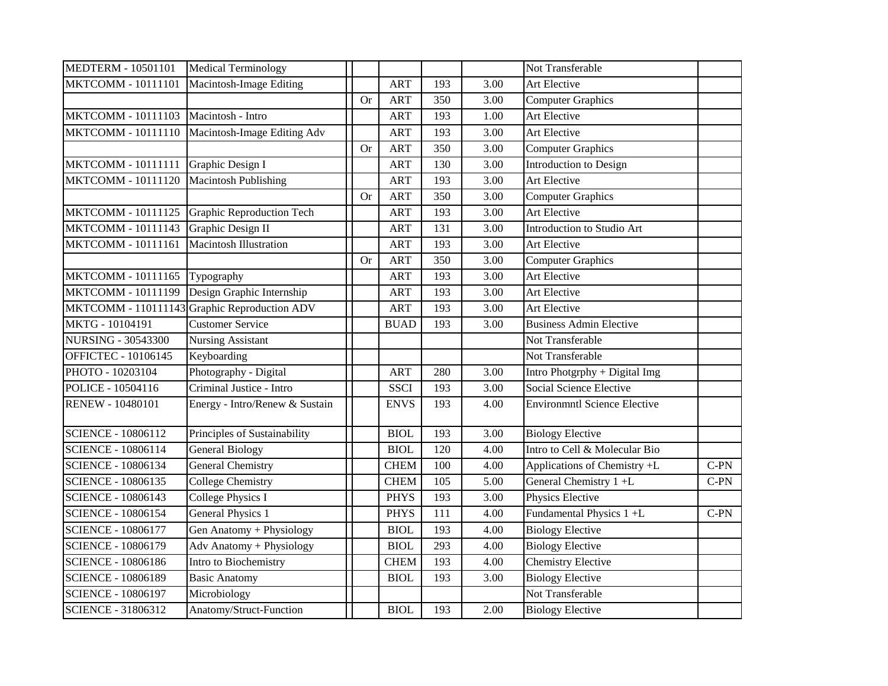| | | | | | | | |
|---|---|---|---|---|---|---|---|
| MEDTERM - 10501101 | Medical Terminology | | | | | Not Transferable | |
| MKTCOMM - 10111101 | Macintosh-Image Editing | | ART | 193 | 3.00 | Art Elective | |
| | | Or | ART | 350 | 3.00 | Computer Graphics | |
| MKTCOMM - 10111103 | Macintosh - Intro | | ART | 193 | 1.00 | Art Elective | |
| MKTCOMM - 10111110 | Macintosh-Image Editing Adv | | ART | 193 | 3.00 | Art Elective | |
| | | Or | ART | 350 | 3.00 | Computer Graphics | |
| MKTCOMM - 10111111 | Graphic Design I | | ART | 130 | 3.00 | Introduction to Design | |
| MKTCOMM - 10111120 | Macintosh Publishing | | ART | 193 | 3.00 | Art Elective | |
| | | Or | ART | 350 | 3.00 | Computer Graphics | |
| MKTCOMM - 10111125 | Graphic Reproduction Tech | | ART | 193 | 3.00 | Art Elective | |
| MKTCOMM - 10111143 | Graphic Design II | | ART | 131 | 3.00 | Introduction to Studio Art | |
| MKTCOMM - 10111161 | Macintosh Illustration | | ART | 193 | 3.00 | Art Elective | |
| | | Or | ART | 350 | 3.00 | Computer Graphics | |
| MKTCOMM - 10111165 | Typography | | ART | 193 | 3.00 | Art Elective | |
| MKTCOMM - 10111199 | Design Graphic Internship | | ART | 193 | 3.00 | Art Elective | |
| MKTCOMM - 110111143 | Graphic Reproduction ADV | | ART | 193 | 3.00 | Art Elective | |
| MKTG - 10104191 | Customer Service | | BUAD | 193 | 3.00 | Business Admin Elective | |
| NURSING - 30543300 | Nursing Assistant | | | | | Not Transferable | |
| OFFICTEC - 10106145 | Keyboarding | | | | | Not Transferable | |
| PHOTO - 10203104 | Photography - Digital | | ART | 280 | 3.00 | Intro Photgrphy + Digital Img | |
| POLICE - 10504116 | Criminal Justice - Intro | | SSCI | 193 | 3.00 | Social Science Elective | |
| RENEW - 10480101 | Energy - Intro/Renew & Sustain | | ENVS | 193 | 4.00 | Environmntl Science Elective | |
| SCIENCE - 10806112 | Principles of Sustainability | | BIOL | 193 | 3.00 | Biology Elective | |
| SCIENCE - 10806114 | General Biology | | BIOL | 120 | 4.00 | Intro to Cell & Molecular Bio | |
| SCIENCE - 10806134 | General Chemistry | | CHEM | 100 | 4.00 | Applications of Chemistry +L | C-PN |
| SCIENCE - 10806135 | College Chemistry | | CHEM | 105 | 5.00 | General Chemistry 1 +L | C-PN |
| SCIENCE - 10806143 | College Physics I | | PHYS | 193 | 3.00 | Physics Elective | |
| SCIENCE - 10806154 | General Physics 1 | | PHYS | 111 | 4.00 | Fundamental Physics 1 +L | C-PN |
| SCIENCE - 10806177 | Gen Anatomy + Physiology | | BIOL | 193 | 4.00 | Biology Elective | |
| SCIENCE - 10806179 | Adv Anatomy + Physiology | | BIOL | 293 | 4.00 | Biology Elective | |
| SCIENCE - 10806186 | Intro to Biochemistry | | CHEM | 193 | 4.00 | Chemistry Elective | |
| SCIENCE - 10806189 | Basic Anatomy | | BIOL | 193 | 3.00 | Biology Elective | |
| SCIENCE - 10806197 | Microbiology | | | | | Not Transferable | |
| SCIENCE - 31806312 | Anatomy/Struct-Function | | BIOL | 193 | 2.00 | Biology Elective | |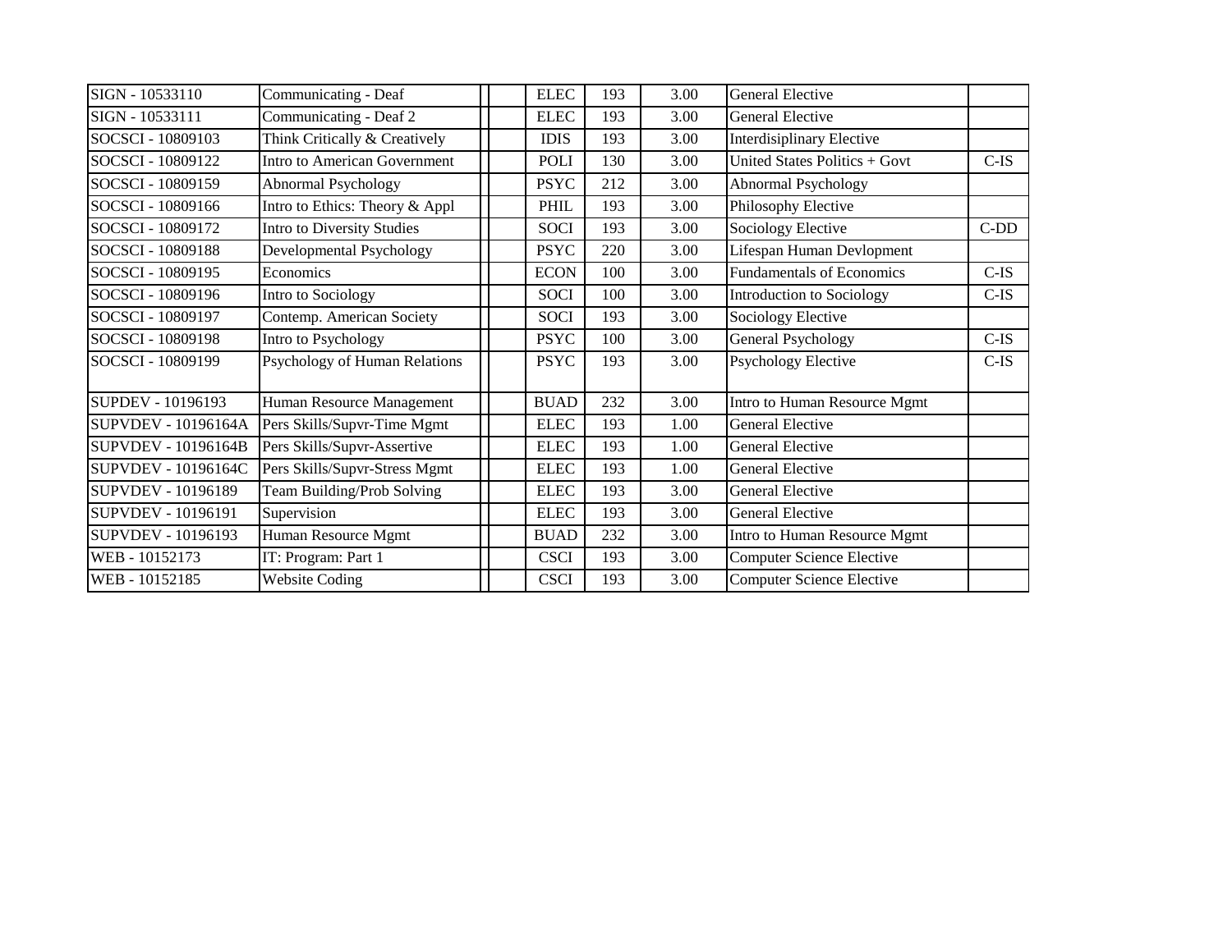| | | | | | | | | |
|---|---|---|---|---|---|---|---|---|
| SIGN - 10533110 | Communicating - Deaf | | | ELEC | 193 | 3.00 | General Elective | |
| SIGN - 10533111 | Communicating - Deaf 2 | | | ELEC | 193 | 3.00 | General Elective | |
| SOCSCI - 10809103 | Think Critically & Creatively | | | IDIS | 193 | 3.00 | Interdisiplinary Elective | |
| SOCSCI - 10809122 | Intro to American Government | | | POLI | 130 | 3.00 | United States Politics + Govt | C-IS |
| SOCSCI - 10809159 | Abnormal Psychology | | | PSYC | 212 | 3.00 | Abnormal Psychology | |
| SOCSCI - 10809166 | Intro to Ethics: Theory & Appl | | | PHIL | 193 | 3.00 | Philosophy Elective | |
| SOCSCI - 10809172 | Intro to Diversity Studies | | | SOCI | 193 | 3.00 | Sociology Elective | C-DD |
| SOCSCI - 10809188 | Developmental Psychology | | | PSYC | 220 | 3.00 | Lifespan Human Devlopment | |
| SOCSCI - 10809195 | Economics | | | ECON | 100 | 3.00 | Fundamentals of Economics | C-IS |
| SOCSCI - 10809196 | Intro to Sociology | | | SOCI | 100 | 3.00 | Introduction to Sociology | C-IS |
| SOCSCI - 10809197 | Contemp. American Society | | | SOCI | 193 | 3.00 | Sociology Elective | |
| SOCSCI - 10809198 | Intro to Psychology | | | PSYC | 100 | 3.00 | General Psychology | C-IS |
| SOCSCI - 10809199 | Psychology of Human Relations | | | PSYC | 193 | 3.00 | Psychology Elective | C-IS |
| SUPDEV - 10196193 | Human Resource Management | | | BUAD | 232 | 3.00 | Intro to Human Resource Mgmt | |
| SUPVDEV - 10196164A | Pers Skills/Supvr-Time Mgmt | | | ELEC | 193 | 1.00 | General Elective | |
| SUPVDEV - 10196164B | Pers Skills/Supvr-Assertive | | | ELEC | 193 | 1.00 | General Elective | |
| SUPVDEV - 10196164C | Pers Skills/Supvr-Stress Mgmt | | | ELEC | 193 | 1.00 | General Elective | |
| SUPVDEV - 10196189 | Team Building/Prob Solving | | | ELEC | 193 | 3.00 | General Elective | |
| SUPVDEV - 10196191 | Supervision | | | ELEC | 193 | 3.00 | General Elective | |
| SUPVDEV - 10196193 | Human Resource Mgmt | | | BUAD | 232 | 3.00 | Intro to Human Resource Mgmt | |
| WEB - 10152173 | IT: Program: Part 1 | | | CSCI | 193 | 3.00 | Computer Science Elective | |
| WEB - 10152185 | Website Coding | | | CSCI | 193 | 3.00 | Computer Science Elective | |